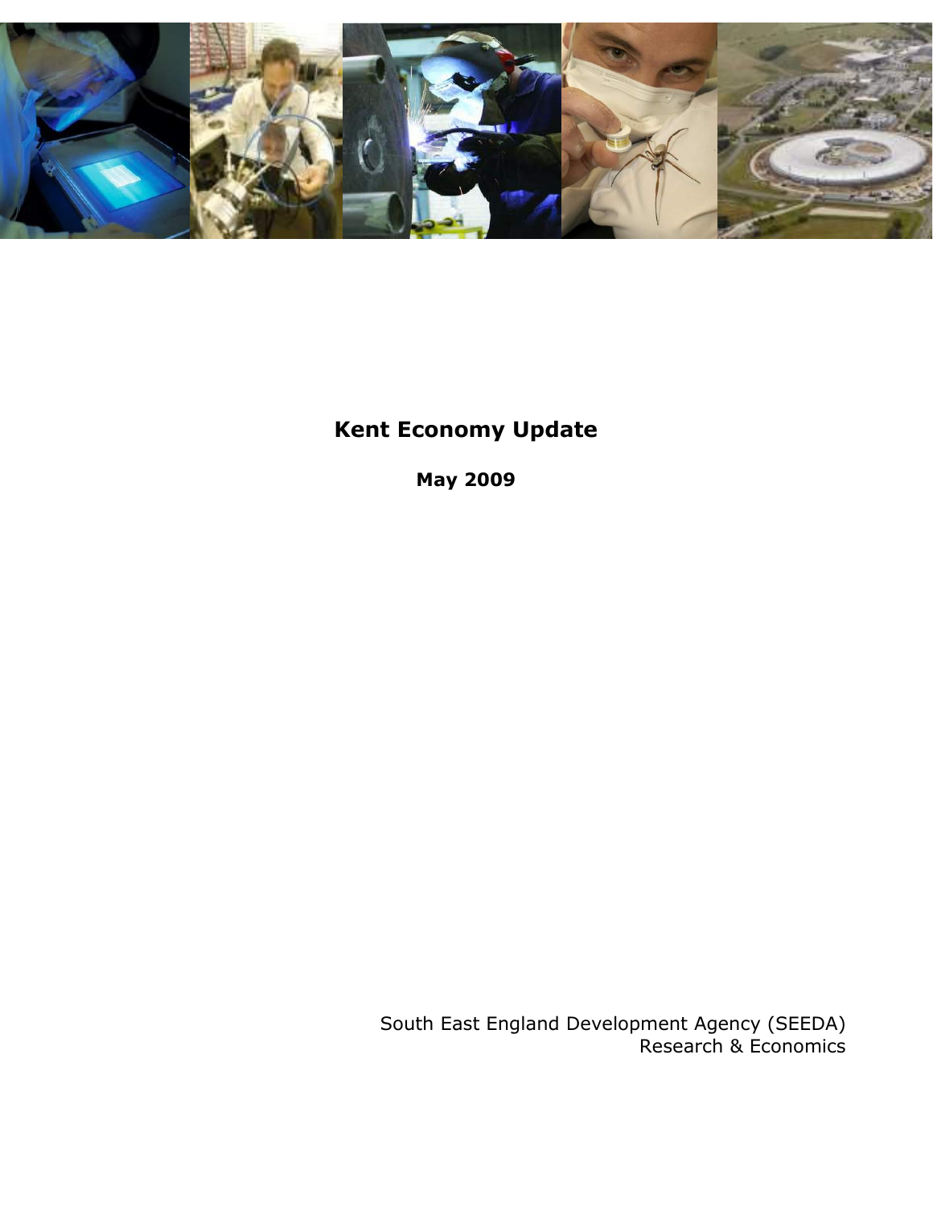# Kent Economy Update

**May 2009**

South East England Development Agency (SEEDA)
Research & Economics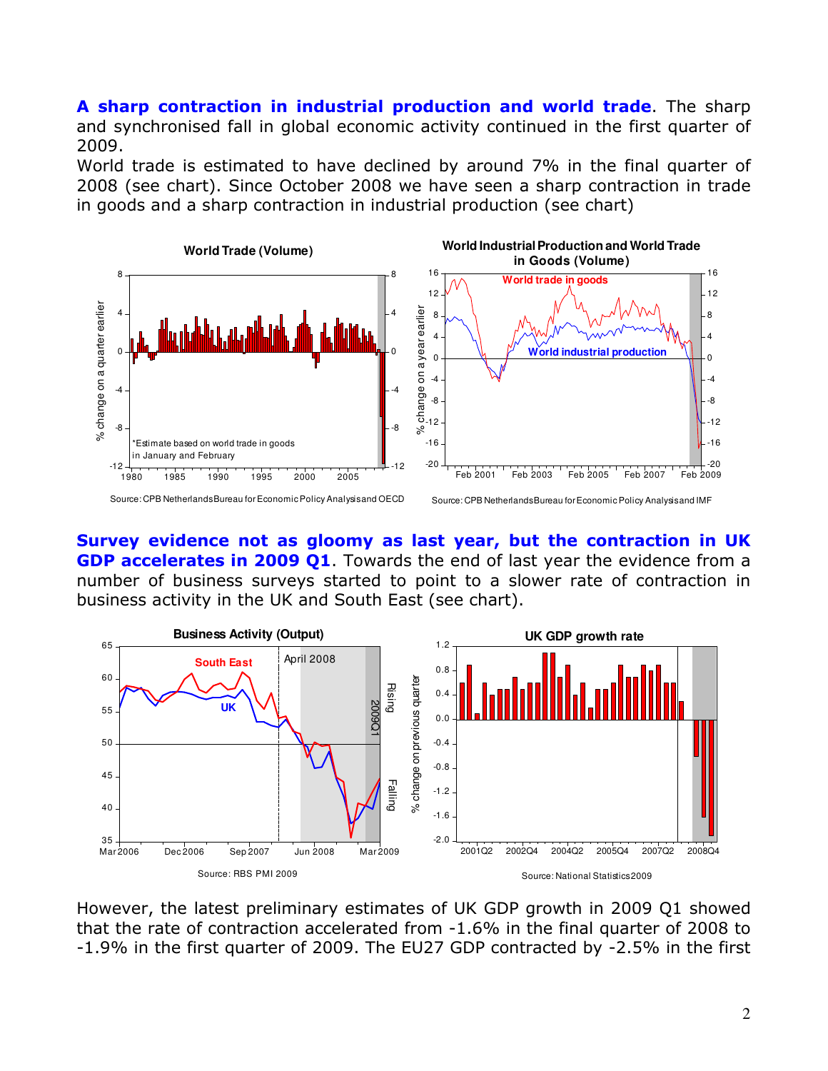**A sharp contraction in industrial production and world trade**. The sharp and synchronised fall in global economic activity continued in the first quarter of 2009.

World trade is estimated to have declined by around 7% in the final quarter of 2008 (see chart). Since October 2008 we have seen a sharp contraction in trade in goods and a sharp contraction in industrial production (see chart)

**World Trade (Volume)**

*Estimate based on world trade in goods in January and February

Source: CPB Netherlands Bureau for Economic Policy Analysis and OECD

**World Industrial Production and World Trade in Goods (Volume)**

Source: CPB Netherlands Bureau for Economic Policy Analysis and IMF

**Survey evidence not as gloomy as last year, but the contraction in UK GDP accelerates in 2009 Q1**. Towards the end of last year the evidence from a number of business surveys started to point to a slower rate of contraction in business activity in the UK and South East (see chart).

**Business Activity (Output)**

Source: RBS PMI 2009

**UK GDP growth rate**

Source: National Statistics 2009

However, the latest preliminary estimates of UK GDP growth in 2009 Q1 showed that the rate of contraction accelerated from -1.6% in the final quarter of 2008 to -1.9% in the first quarter of 2009. The EU27 GDP contracted by -2.5% in the first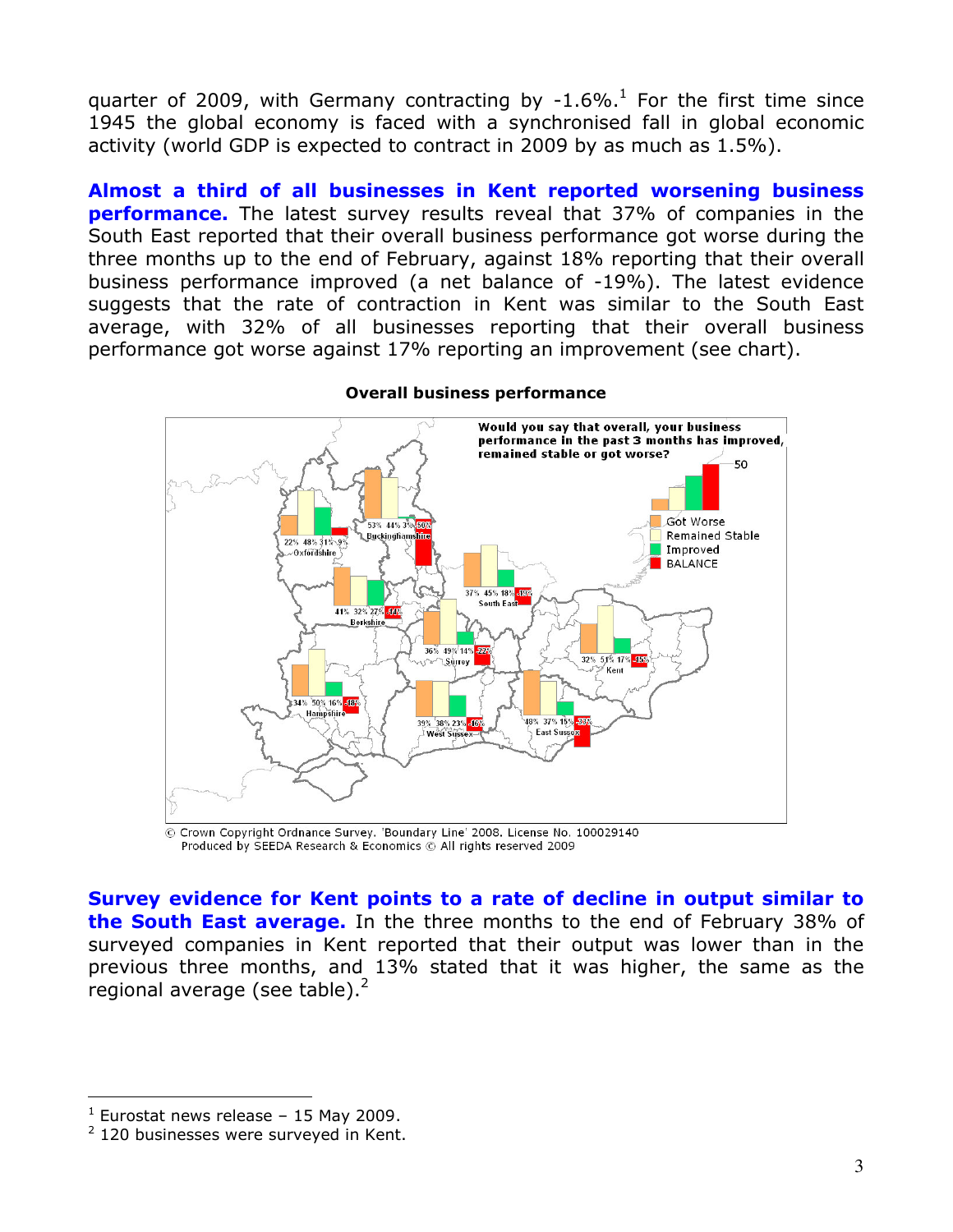quarter of 2009, with Germany contracting by -1.6%.[1] For the first time since 1945 the global economy is faced with a synchronised fall in global economic activity (world GDP is expected to contract in 2009 by as much as 1.5%).

**Almost a third of all businesses in Kent reported worsening business performance.** The latest survey results reveal that 37% of companies in the South East reported that their overall business performance got worse during the three months up to the end of February, against 18% reporting that their overall business performance improved (a net balance of -19%). The latest evidence suggests that the rate of contraction in Kent was similar to the South East average, with 32% of all businesses reporting that their overall business performance got worse against 17% reporting an improvement (see chart).

**Overall business performance**

© Crown Copyright Ordnance Survey. 'Boundary Line' 2008. License No. 100029140
Produced by SEEDA Research & Economics © All rights reserved 2009

**Survey evidence for Kent points to a rate of decline in output similar to the South East average.** In the three months to the end of February 38% of surveyed companies in Kent reported that their output was lower than in the previous three months, and 13% stated that it was higher, the same as the regional average (see table).[2]

---

[1] Eurostat news release – 15 May 2009.

[2] 120 businesses were surveyed in Kent.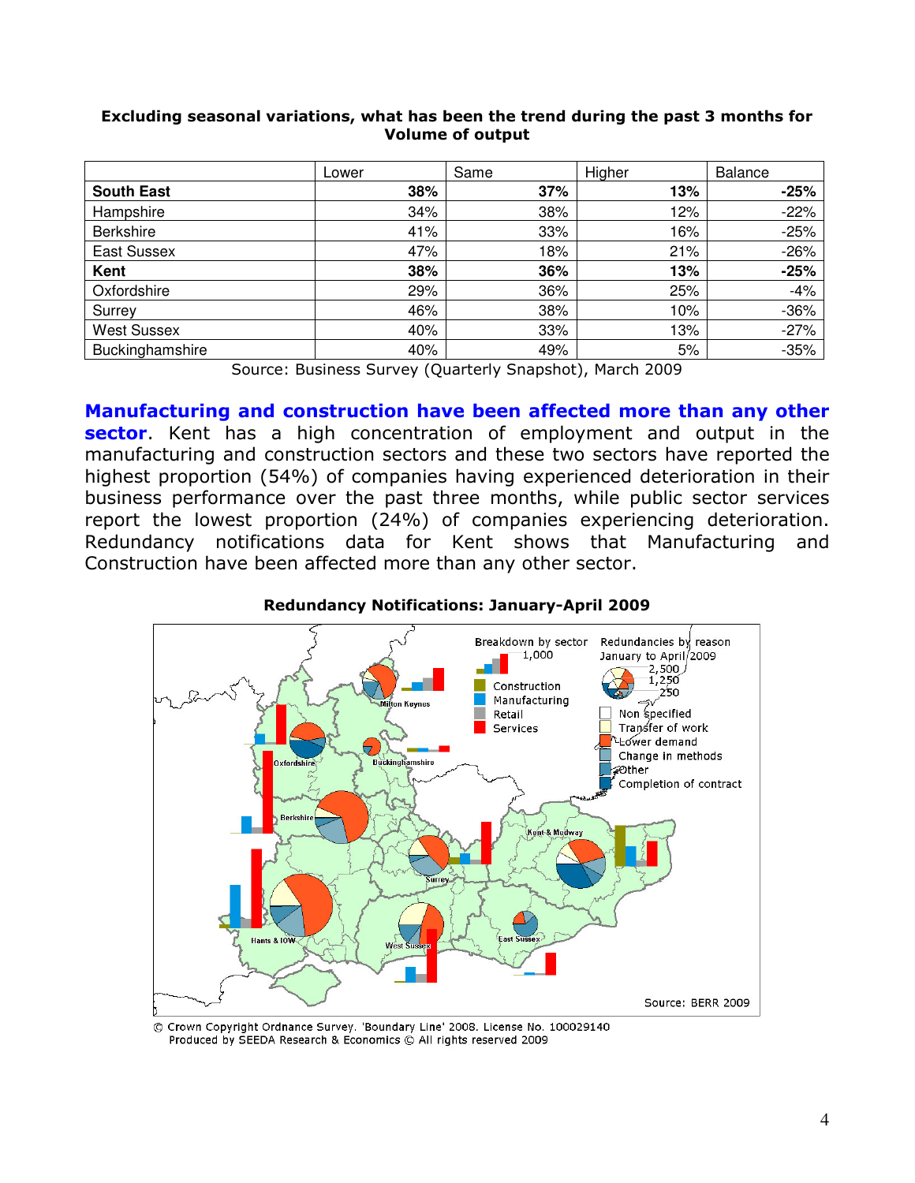**Excluding seasonal variations, what has been the trend during the past 3 months for Volume of output**

| | Lower | Same | Higher | Balance |
|---|---|---|---|---|
| **South East** | **38%** | **37%** | **13%** | **-25%** |
| Hampshire | 34% | 38% | 12% | -22% |
| Berkshire | 41% | 33% | 16% | -25% |
| East Sussex | 47% | 18% | 21% | -26% |
| **Kent** | **38%** | **36%** | **13%** | **-25%** |
| Oxfordshire | 29% | 36% | 25% | -4% |
| Surrey | 46% | 38% | 10% | -36% |
| West Sussex | 40% | 33% | 13% | -27% |
| Buckinghamshire | 40% | 49% | 5% | -35% |

Source: Business Survey (Quarterly Snapshot), March 2009

**Manufacturing and construction have been affected more than any other sector**. Kent has a high concentration of employment and output in the manufacturing and construction sectors and these two sectors have reported the highest proportion (54%) of companies having experienced deterioration in their business performance over the past three months, while public sector services report the lowest proportion (24%) of companies experiencing deterioration. Redundancy notifications data for Kent shows that Manufacturing and Construction have been affected more than any other sector.

**Redundancy Notifications: January-April 2009**

© Crown Copyright Ordnance Survey. 'Boundary Line' 2008. License No. 100029140
Produced by SEEDA Research & Economics © All rights reserved 2009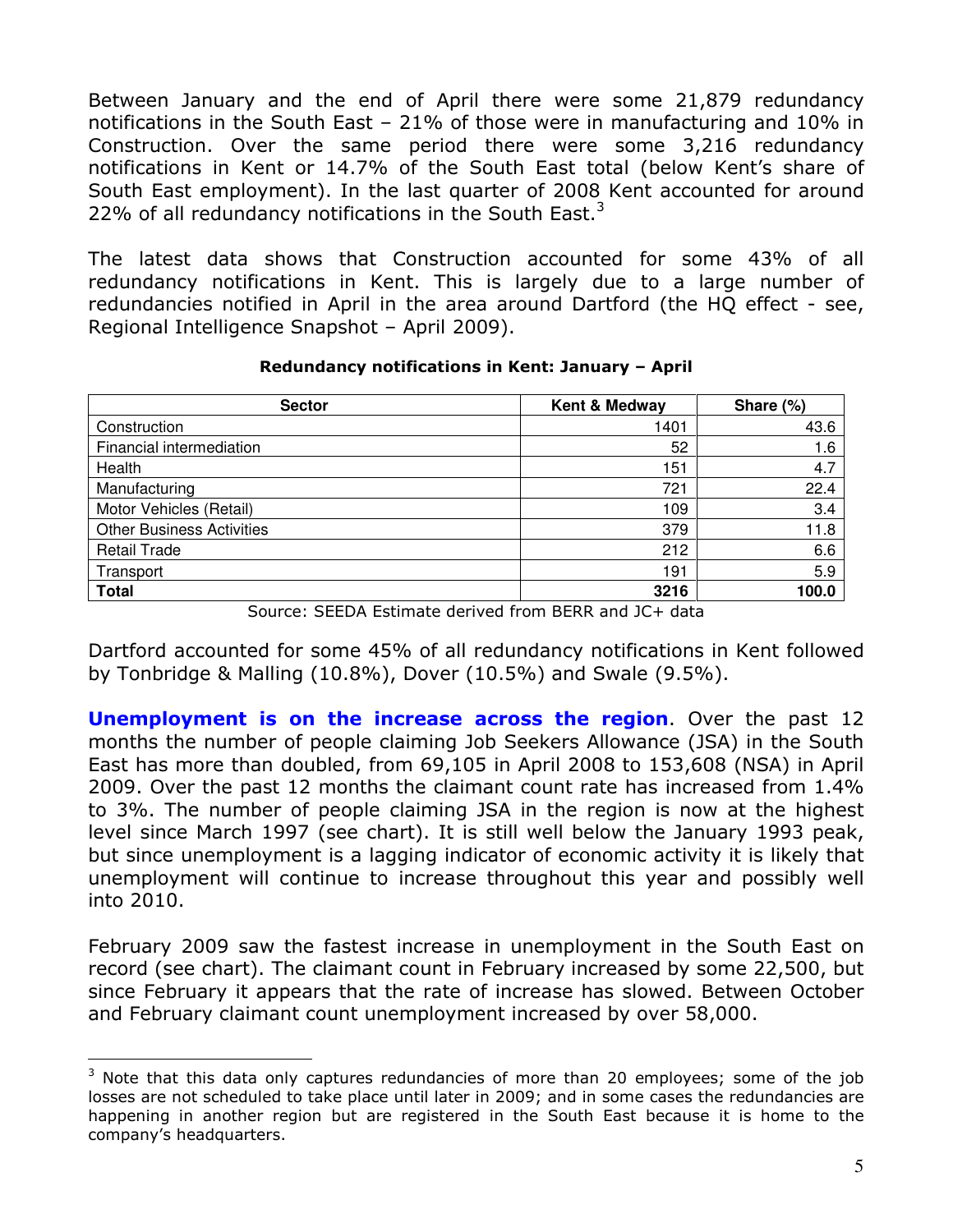Between January and the end of April there were some 21,879 redundancy notifications in the South East – 21% of those were in manufacturing and 10% in Construction. Over the same period there were some 3,216 redundancy notifications in Kent or 14.7% of the South East total (below Kent's share of South East employment). In the last quarter of 2008 Kent accounted for around 22% of all redundancy notifications in the South East.[3]

The latest data shows that Construction accounted for some 43% of all redundancy notifications in Kent. This is largely due to a large number of redundancies notified in April in the area around Dartford (the HQ effect - see, Regional Intelligence Snapshot – April 2009).

**Redundancy notifications in Kent: January – April**

| Sector | Kent & Medway | Share (%) |
|---|---|---|
| Construction | 1401 | 43.6 |
| Financial intermediation | 52 | 1.6 |
| Health | 151 | 4.7 |
| Manufacturing | 721 | 22.4 |
| Motor Vehicles (Retail) | 109 | 3.4 |
| Other Business Activities | 379 | 11.8 |
| Retail Trade | 212 | 6.6 |
| Transport | 191 | 5.9 |
| **Total** | **3216** | **100.0** |

Source: SEEDA Estimate derived from BERR and JC+ data

Dartford accounted for some 45% of all redundancy notifications in Kent followed by Tonbridge & Malling (10.8%), Dover (10.5%) and Swale (9.5%).

**Unemployment is on the increase across the region**. Over the past 12 months the number of people claiming Job Seekers Allowance (JSA) in the South East has more than doubled, from 69,105 in April 2008 to 153,608 (NSA) in April 2009. Over the past 12 months the claimant count rate has increased from 1.4% to 3%. The number of people claiming JSA in the region is now at the highest level since March 1997 (see chart). It is still well below the January 1993 peak, but since unemployment is a lagging indicator of economic activity it is likely that unemployment will continue to increase throughout this year and possibly well into 2010.

February 2009 saw the fastest increase in unemployment in the South East on record (see chart). The claimant count in February increased by some 22,500, but since February it appears that the rate of increase has slowed. Between October and February claimant count unemployment increased by over 58,000.

---

[3] Note that this data only captures redundancies of more than 20 employees; some of the job losses are not scheduled to take place until later in 2009; and in some cases the redundancies are happening in another region but are registered in the South East because it is home to the company's headquarters.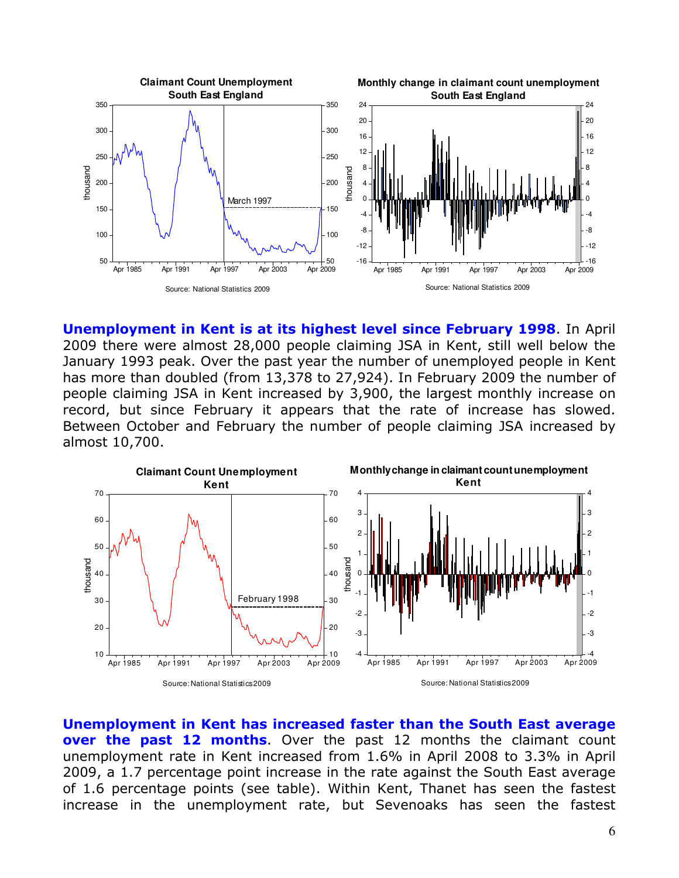**Unemployment in Kent is at its highest level since February 1998**. In April 2009 there were almost 28,000 people claiming JSA in Kent, still well below the January 1993 peak. Over the past year the number of unemployed people in Kent has more than doubled (from 13,378 to 27,924). In February 2009 the number of people claiming JSA in Kent increased by 3,900, the largest monthly increase on record, but since February it appears that the rate of increase has slowed. Between October and February the number of people claiming JSA increased by almost 10,700.

**Unemployment in Kent has increased faster than the South East average over the past 12 months**. Over the past 12 months the claimant count unemployment rate in Kent increased from 1.6% in April 2008 to 3.3% in April 2009, a 1.7 percentage point increase in the rate against the South East average of 1.6 percentage points (see table). Within Kent, Thanet has seen the fastest increase in the unemployment rate, but Sevenoaks has seen the fastest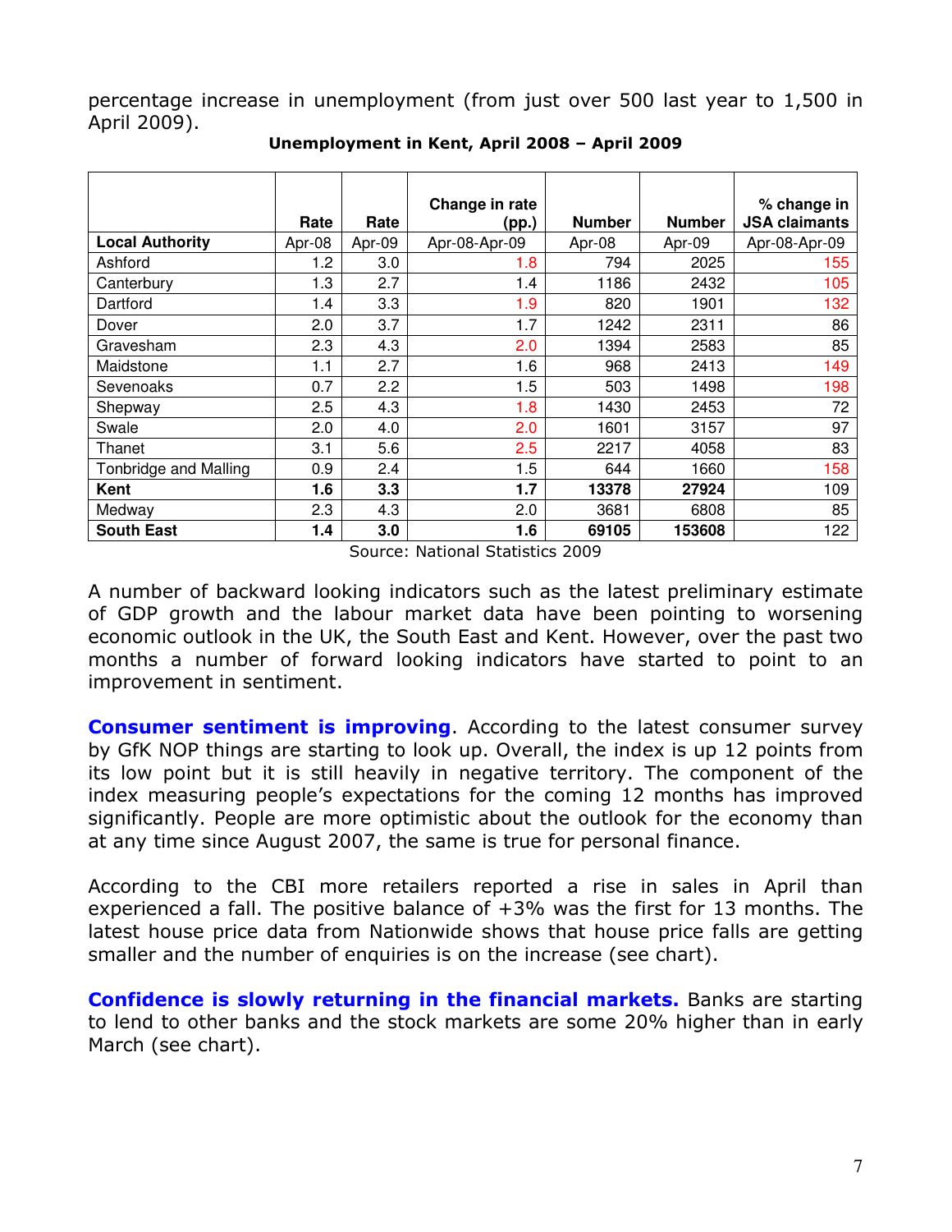percentage increase in unemployment (from just over 500 last year to 1,500 in April 2009).

**Unemployment in Kent, April 2008 – April 2009**

| Local Authority | Rate Apr-08 | Rate Apr-09 | Change in rate (pp.) Apr-08-Apr-09 | Number Apr-08 | Number Apr-09 | % change in JSA claimants Apr-08-Apr-09 |
|---|---|---|---|---|---|---|
| Ashford | 1.2 | 3.0 | 1.8 | 794 | 2025 | 155 |
| Canterbury | 1.3 | 2.7 | 1.4 | 1186 | 2432 | 105 |
| Dartford | 1.4 | 3.3 | 1.9 | 820 | 1901 | 132 |
| Dover | 2.0 | 3.7 | 1.7 | 1242 | 2311 | 86 |
| Gravesham | 2.3 | 4.3 | 2.0 | 1394 | 2583 | 85 |
| Maidstone | 1.1 | 2.7 | 1.6 | 968 | 2413 | 149 |
| Sevenoaks | 0.7 | 2.2 | 1.5 | 503 | 1498 | 198 |
| Shepway | 2.5 | 4.3 | 1.8 | 1430 | 2453 | 72 |
| Swale | 2.0 | 4.0 | 2.0 | 1601 | 3157 | 97 |
| Thanet | 3.1 | 5.6 | 2.5 | 2217 | 4058 | 83 |
| Tonbridge and Malling | 0.9 | 2.4 | 1.5 | 644 | 1660 | 158 |
| **Kent** | **1.6** | **3.3** | **1.7** | **13378** | **27924** | 109 |
| Medway | 2.3 | 4.3 | 2.0 | 3681 | 6808 | 85 |
| **South East** | **1.4** | **3.0** | **1.6** | **69105** | **153608** | 122 |

Source: National Statistics 2009

A number of backward looking indicators such as the latest preliminary estimate of GDP growth and the labour market data have been pointing to worsening economic outlook in the UK, the South East and Kent. However, over the past two months a number of forward looking indicators have started to point to an improvement in sentiment.

**Consumer sentiment is improving**. According to the latest consumer survey by GfK NOP things are starting to look up. Overall, the index is up 12 points from its low point but it is still heavily in negative territory. The component of the index measuring people's expectations for the coming 12 months has improved significantly. People are more optimistic about the outlook for the economy than at any time since August 2007, the same is true for personal finance.

According to the CBI more retailers reported a rise in sales in April than experienced a fall. The positive balance of +3% was the first for 13 months. The latest house price data from Nationwide shows that house price falls are getting smaller and the number of enquiries is on the increase (see chart).

**Confidence is slowly returning in the financial markets.** Banks are starting to lend to other banks and the stock markets are some 20% higher than in early March (see chart).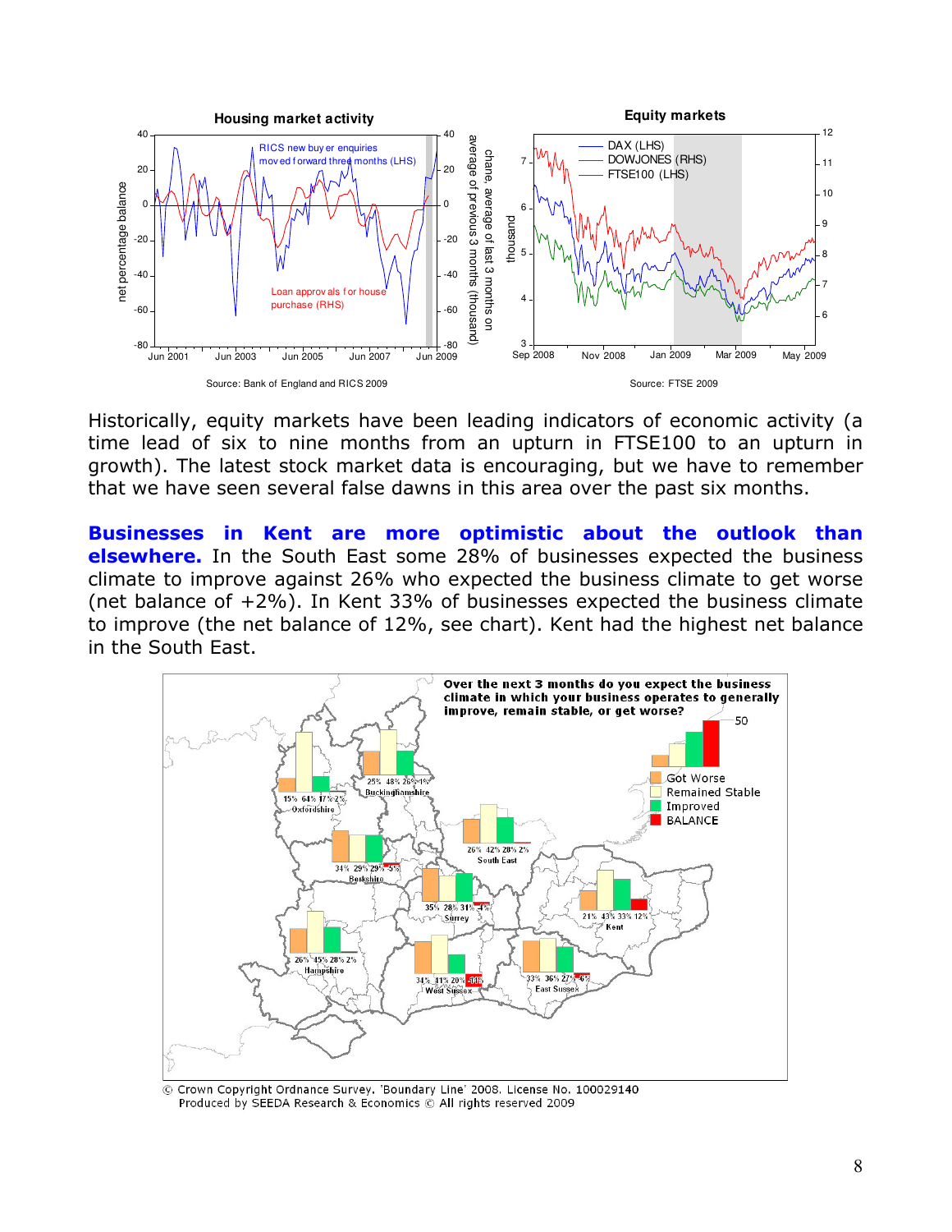**Housing market activity**

Source: Bank of England and RICS 2009

**Equity markets**

Source: FTSE 2009

Historically, equity markets have been leading indicators of economic activity (a time lead of six to nine months from an upturn in FTSE100 to an upturn in growth). The latest stock market data is encouraging, but we have to remember that we have seen several false dawns in this area over the past six months.

**Businesses in Kent are more optimistic about the outlook than elsewhere.** In the South East some 28% of businesses expected the business climate to improve against 26% who expected the business climate to get worse (net balance of +2%). In Kent 33% of businesses expected the business climate to improve (the net balance of 12%, see chart). Kent had the highest net balance in the South East.

**Over the next 3 months do you expect the business climate in which your business operates to generally improve, remain stable, or get worse?**

| Area | Got Worse | Remained Stable | Improved | BALANCE |
|---|---|---|---|---|
| Oxfordshire | 15% | 64% | 17% | 2% |
| Buckinghamshire | 25% | 48% | 26% | 1% |
| South East | 26% | 42% | 28% | 2% |
| Berkshire | 34% | 29% | 29% | -5% |
| Surrey | 35% | 28% | 31% | -4% |
| Kent | 21% | 43% | 33% | 12% |
| Hampshire | 26% | 45% | 28% | 2% |
| West Sussex | 34% | 31% | 20% | -14% |
| East Sussex | 33% | 36% | 27% | -6% |

© Crown Copyright Ordnance Survey. 'Boundary Line' 2008. License No. 100029140
Produced by SEEDA Research & Economics © All rights reserved 2009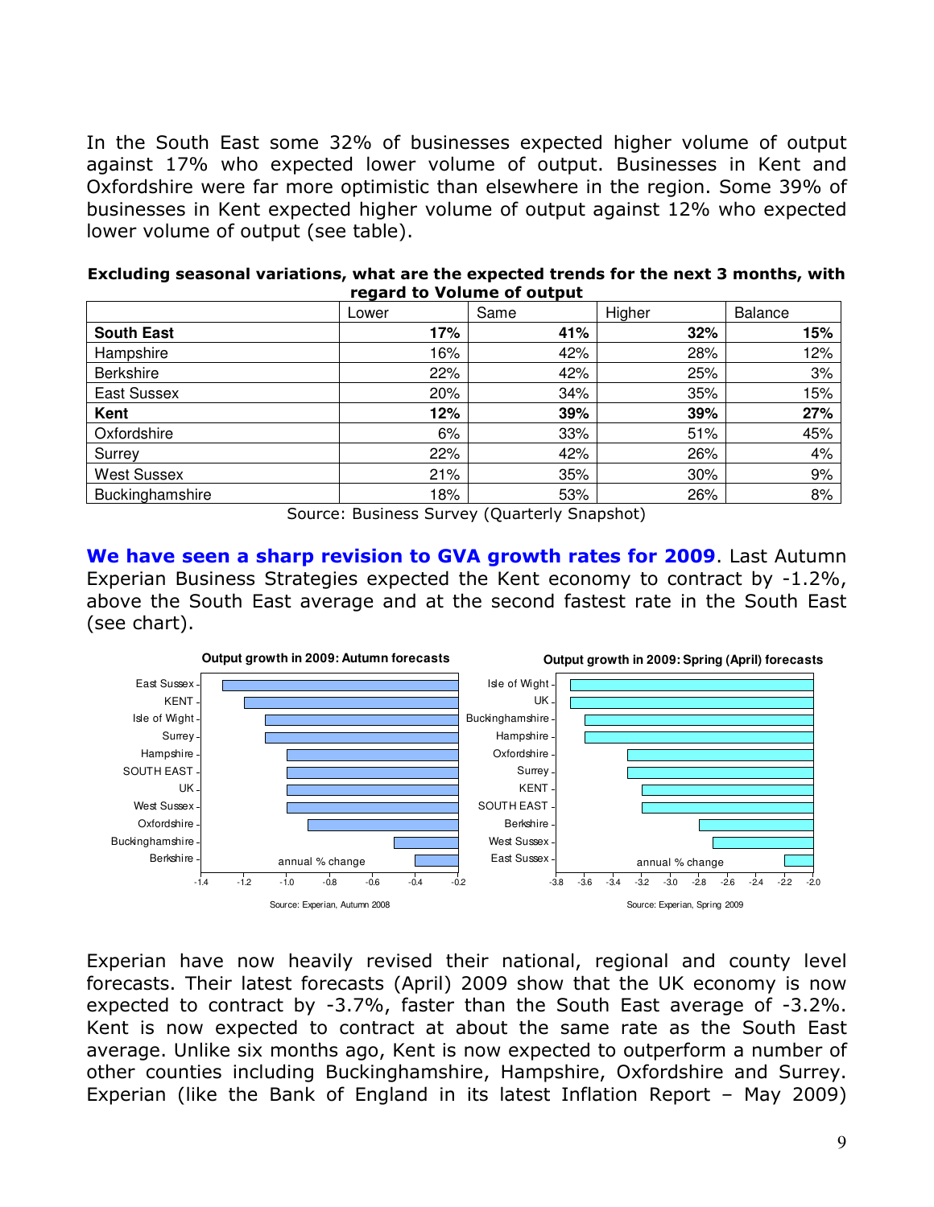In the South East some 32% of businesses expected higher volume of output against 17% who expected lower volume of output. Businesses in Kent and Oxfordshire were far more optimistic than elsewhere in the region. Some 39% of businesses in Kent expected higher volume of output against 12% who expected lower volume of output (see table).

**Excluding seasonal variations, what are the expected trends for the next 3 months, with regard to Volume of output**

| | Lower | Same | Higher | Balance |
|---|---|---|---|---|
| **South East** | **17%** | **41%** | **32%** | **15%** |
| Hampshire | 16% | 42% | 28% | 12% |
| Berkshire | 22% | 42% | 25% | 3% |
| East Sussex | 20% | 34% | 35% | 15% |
| **Kent** | **12%** | **39%** | **39%** | **27%** |
| Oxfordshire | 6% | 33% | 51% | 45% |
| Surrey | 22% | 42% | 26% | 4% |
| West Sussex | 21% | 35% | 30% | 9% |
| Buckinghamshire | 18% | 53% | 26% | 8% |

Source: Business Survey (Quarterly Snapshot)

**We have seen a sharp revision to GVA growth rates for 2009**. Last Autumn Experian Business Strategies expected the Kent economy to contract by -1.2%, above the South East average and at the second fastest rate in the South East (see chart).

**Output growth in 2009: Autumn forecasts**

Source: Experian, Autumn 2008

**Output growth in 2009: Spring (April) forecasts**

Source: Experian, Spring 2009

Experian have now heavily revised their national, regional and county level forecasts. Their latest forecasts (April) 2009 show that the UK economy is now expected to contract by -3.7%, faster than the South East average of -3.2%. Kent is now expected to contract at about the same rate as the South East average. Unlike six months ago, Kent is now expected to outperform a number of other counties including Buckinghamshire, Hampshire, Oxfordshire and Surrey. Experian (like the Bank of England in its latest Inflation Report – May 2009)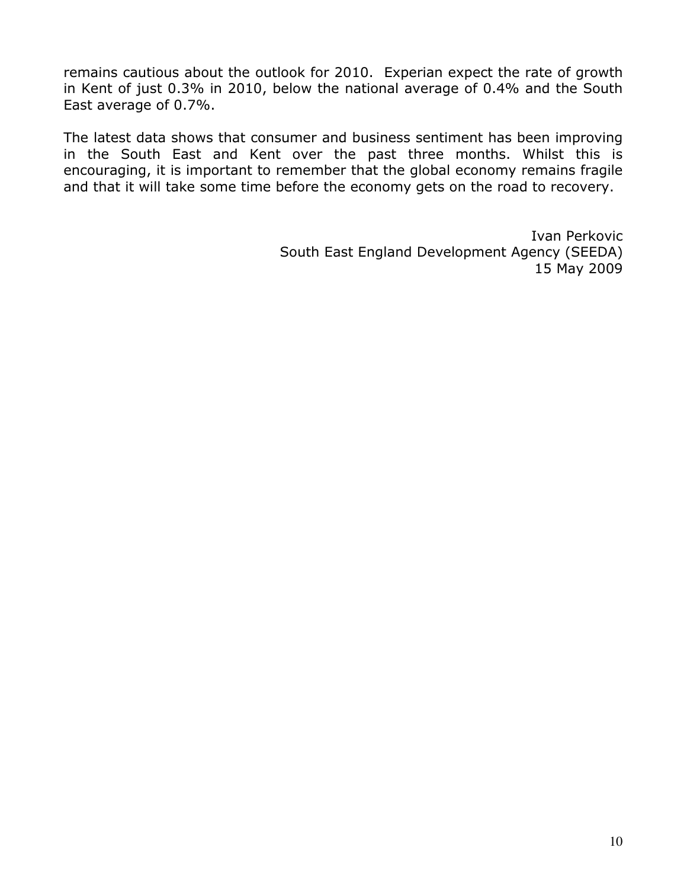remains cautious about the outlook for 2010. Experian expect the rate of growth in Kent of just 0.3% in 2010, below the national average of 0.4% and the South East average of 0.7%.

The latest data shows that consumer and business sentiment has been improving in the South East and Kent over the past three months. Whilst this is encouraging, it is important to remember that the global economy remains fragile and that it will take some time before the economy gets on the road to recovery.

Ivan Perkovic  
South East England Development Agency (SEEDA)  
15 May 2009